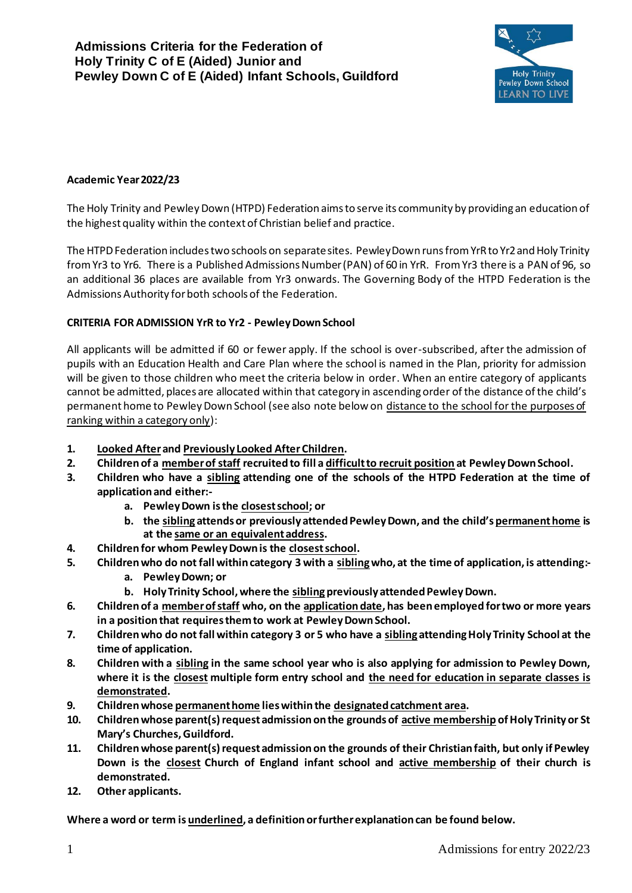# Admissions Criteria for the Federation of Holy Trinity C of E (Aided) Junior and Pewley Down C of E (Aided) Infant Schools, Guildford

**Academic Year 2022/23**

The Holy Trinity and Pewley Down (HTPD) Federation aims to serve its community by providing an education of the highest quality within the context of Christian belief and practice.

The HTPD Federation includes two schools on separate sites. Pewley Down runs from YrR to Yr2 and Holy Trinity from Yr3 to Yr6. There is a Published Admissions Number (PAN) of 60 in YrR. From Yr3 there is a PAN of 96, so an additional 36 places are available from Yr3 onwards. The Governing Body of the HTPD Federation is the Admissions Authority for both schools of the Federation.

**CRITERIA FOR ADMISSION YrR to Yr2 - Pewley Down School**

All applicants will be admitted if 60 or fewer apply. If the school is over-subscribed, after the admission of pupils with an Education Health and Care Plan where the school is named in the Plan, priority for admission will be given to those children who meet the criteria below in order. When an entire category of applicants cannot be admitted, places are allocated within that category in ascending order of the distance of the child's permanent home to Pewley Down School (see also note below on <u>distance to the school for the purposes of ranking within a category only</u>):

1. **<u>Looked After</u> and <u>Previously Looked After Children</u>.**
2. **Children of a <u>member of staff</u> recruited to fill a <u>difficult to recruit position</u> at Pewley Down School.**
3. **Children who have a <u>sibling</u> attending one of the schools of the HTPD Federation at the time of application and either:-**
   a. **Pewley Down is the <u>closest school</u>; or**
   b. **the <u>sibling</u> attends or previously attended Pewley Down, and the child's <u>permanent home</u> is at the <u>same or an equivalent address</u>.**
4. **Children for whom Pewley Down is the <u>closest school</u>.**
5. **Children who do not fall within category 3 with a <u>sibling</u> who, at the time of application, is attending:-**
   a. **Pewley Down; or**
   b. **Holy Trinity School, where the <u>sibling</u> previously attended Pewley Down.**
6. **Children of a <u>member of staff</u> who, on the <u>application date</u>, has been employed for two or more years in a position that requires them to work at Pewley Down School.**
7. **Children who do not fall within category 3 or 5 who have a <u>sibling</u> attending Holy Trinity School at the time of application.**
8. **Children with a <u>sibling</u> in the same school year who is also applying for admission to Pewley Down, where it is the <u>closest</u> multiple form entry school and <u>the need for education in separate classes is demonstrated</u>.**
9. **Children whose <u>permanent home</u> lies within the <u>designated catchment area</u>.**
10. **Children whose parent(s) request admission on the grounds of <u>active membership</u> of Holy Trinity or St Mary's Churches, Guildford.**
11. **Children whose parent(s) request admission on the grounds of their Christian faith, but only if Pewley Down is the <u>closest</u> Church of England infant school and <u>active membership</u> of their church is demonstrated.**
12. **Other applicants.**

**Where a word or term is <u>underlined</u>, a definition or further explanation can be found below.**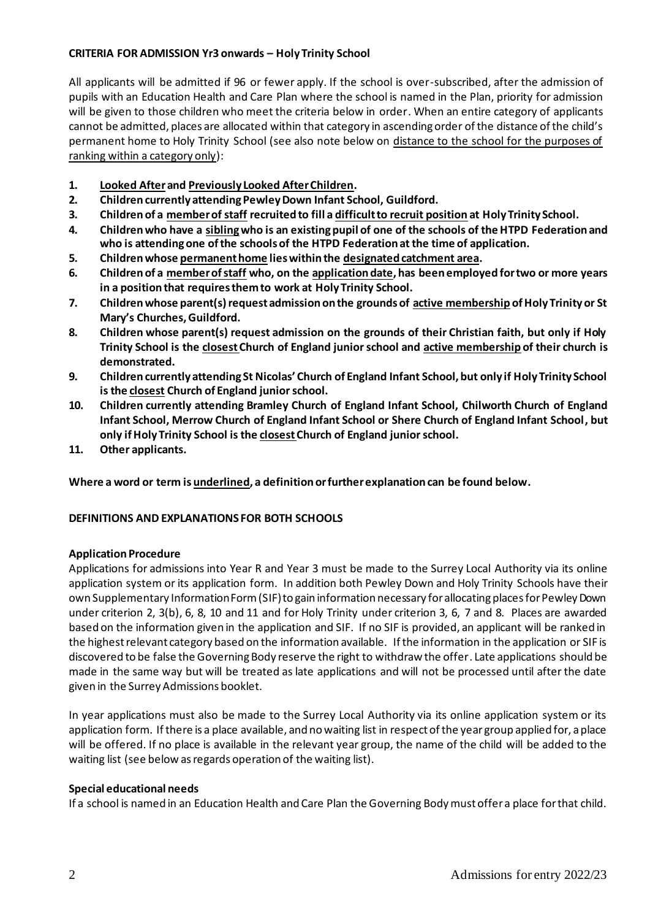**CRITERIA FOR ADMISSION Yr3 onwards – Holy Trinity School**

All applicants will be admitted if 96 or fewer apply. If the school is over-subscribed, after the admission of pupils with an Education Health and Care Plan where the school is named in the Plan, priority for admission will be given to those children who meet the criteria below in order. When an entire category of applicants cannot be admitted, places are allocated within that category in ascending order of the distance of the child's permanent home to Holy Trinity School (see also note below on distance to the school for the purposes of ranking within a category only):

1. **Looked After and Previously Looked After Children.**
2. **Children currently attending Pewley Down Infant School, Guildford.**
3. **Children of a member of staff recruited to fill a difficult to recruit position at Holy Trinity School.**
4. **Children who have a sibling who is an existing pupil of one of the schools of the HTPD Federation and who is attending one of the schools of the HTPD Federation at the time of application.**
5. **Children whose permanent home lies within the designated catchment area.**
6. **Children of a member of staff who, on the application date, has been employed for two or more years in a position that requires them to work at Holy Trinity School.**
7. **Children whose parent(s) request admission on the grounds of active membership of Holy Trinity or St Mary's Churches, Guildford.**
8. **Children whose parent(s) request admission on the grounds of their Christian faith, but only if Holy Trinity School is the closest Church of England junior school and active membership of their church is demonstrated.**
9. **Children currently attending St Nicolas' Church of England Infant School, but only if Holy Trinity School is the closest Church of England junior school.**
10. **Children currently attending Bramley Church of England Infant School, Chilworth Church of England Infant School, Merrow Church of England Infant School or Shere Church of England Infant School, but only if Holy Trinity School is the closest Church of England junior school.**
11. **Other applicants.**

**Where a word or term is underlined, a definition or further explanation can be found below.**

**DEFINITIONS AND EXPLANATIONS FOR BOTH SCHOOLS**

**Application Procedure**

Applications for admissions into Year R and Year 3 must be made to the Surrey Local Authority via its online application system or its application form. In addition both Pewley Down and Holy Trinity Schools have their own Supplementary Information Form (SIF) to gain information necessary for allocating places for Pewley Down under criterion 2, 3(b), 6, 8, 10 and 11 and for Holy Trinity under criterion 3, 6, 7 and 8. Places are awarded based on the information given in the application and SIF. If no SIF is provided, an applicant will be ranked in the highest relevant category based on the information available. If the information in the application or SIF is discovered to be false the Governing Body reserve the right to withdraw the offer. Late applications should be made in the same way but will be treated as late applications and will not be processed until after the date given in the Surrey Admissions booklet.

In year applications must also be made to the Surrey Local Authority via its online application system or its application form. If there is a place available, and no waiting list in respect of the year group applied for, a place will be offered. If no place is available in the relevant year group, the name of the child will be added to the waiting list (see below as regards operation of the waiting list).

**Special educational needs**

If a school is named in an Education Health and Care Plan the Governing Body must offer a place for that child.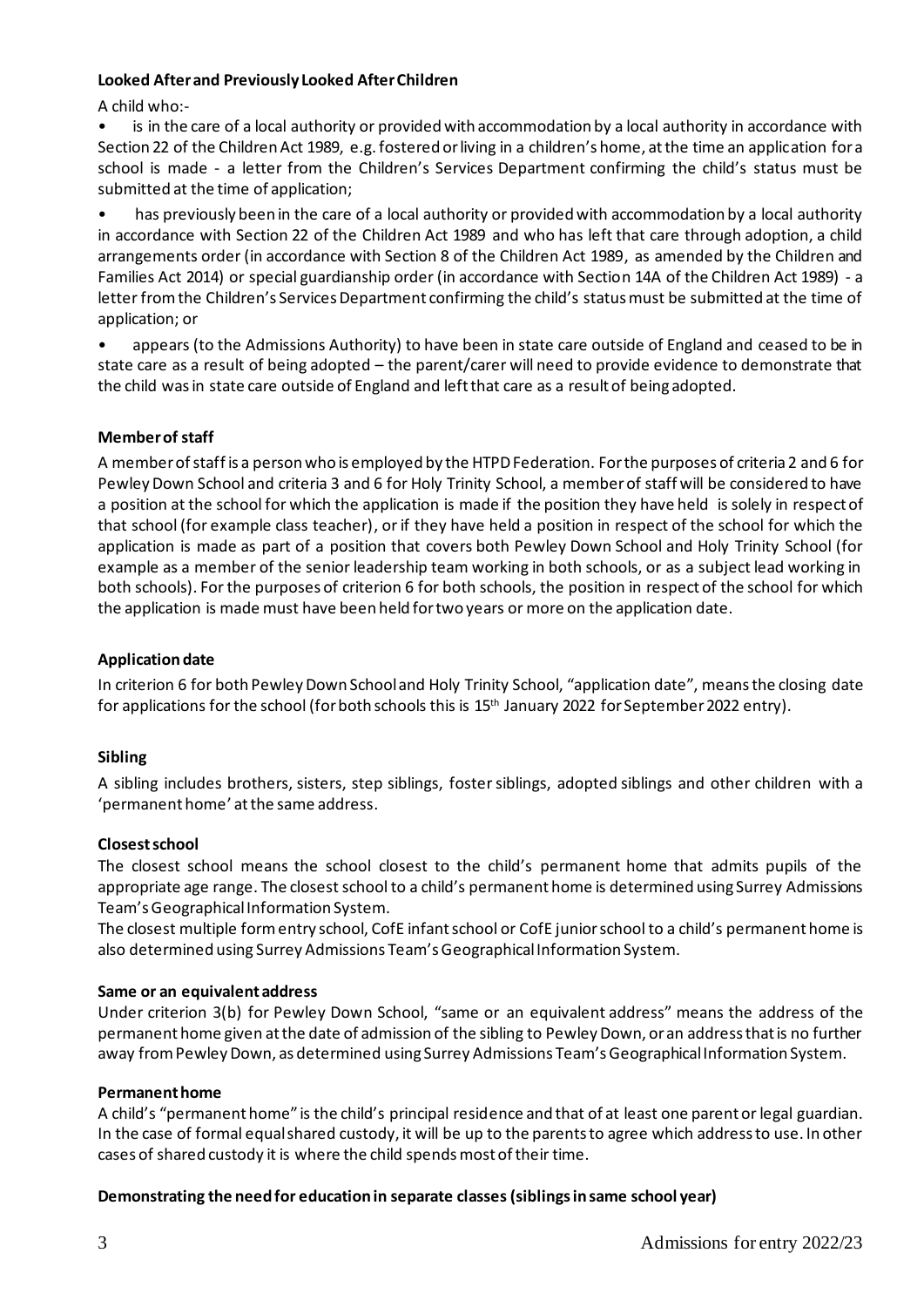**Looked After and Previously Looked After Children**

A child who:-

- is in the care of a local authority or provided with accommodation by a local authority in accordance with Section 22 of the Children Act 1989, e.g. fostered or living in a children's home, at the time an application for a school is made - a letter from the Children's Services Department confirming the child's status must be submitted at the time of application;
- has previously been in the care of a local authority or provided with accommodation by a local authority in accordance with Section 22 of the Children Act 1989 and who has left that care through adoption, a child arrangements order (in accordance with Section 8 of the Children Act 1989, as amended by the Children and Families Act 2014) or special guardianship order (in accordance with Section 14A of the Children Act 1989) - a letter from the Children's Services Department confirming the child's status must be submitted at the time of application; or
- appears (to the Admissions Authority) to have been in state care outside of England and ceased to be in state care as a result of being adopted – the parent/carer will need to provide evidence to demonstrate that the child was in state care outside of England and left that care as a result of being adopted.

**Member of staff**

A member of staff is a person who is employed by the HTPD Federation. For the purposes of criteria 2 and 6 for Pewley Down School and criteria 3 and 6 for Holy Trinity School, a member of staff will be considered to have a position at the school for which the application is made if the position they have held is solely in respect of that school (for example class teacher), or if they have held a position in respect of the school for which the application is made as part of a position that covers both Pewley Down School and Holy Trinity School (for example as a member of the senior leadership team working in both schools, or as a subject lead working in both schools). For the purposes of criterion 6 for both schools, the position in respect of the school for which the application is made must have been held for two years or more on the application date.

**Application date**

In criterion 6 for both Pewley Down School and Holy Trinity School, "application date", means the closing date for applications for the school (for both schools this is 15th January 2022 for September 2022 entry).

**Sibling**

A sibling includes brothers, sisters, step siblings, foster siblings, adopted siblings and other children with a 'permanent home' at the same address.

**Closest school**

The closest school means the school closest to the child's permanent home that admits pupils of the appropriate age range. The closest school to a child's permanent home is determined using Surrey Admissions Team's Geographical Information System.

The closest multiple form entry school, CofE infant school or CofE junior school to a child's permanent home is also determined using Surrey Admissions Team's Geographical Information System.

**Same or an equivalent address**

Under criterion 3(b) for Pewley Down School, "same or an equivalent address" means the address of the permanent home given at the date of admission of the sibling to Pewley Down, or an address that is no further away from Pewley Down, as determined using Surrey Admissions Team's Geographical Information System.

**Permanent home**

A child's "permanent home" is the child's principal residence and that of at least one parent or legal guardian. In the case of formal equal shared custody, it will be up to the parents to agree which address to use. In other cases of shared custody it is where the child spends most of their time.

**Demonstrating the need for education in separate classes (siblings in same school year)**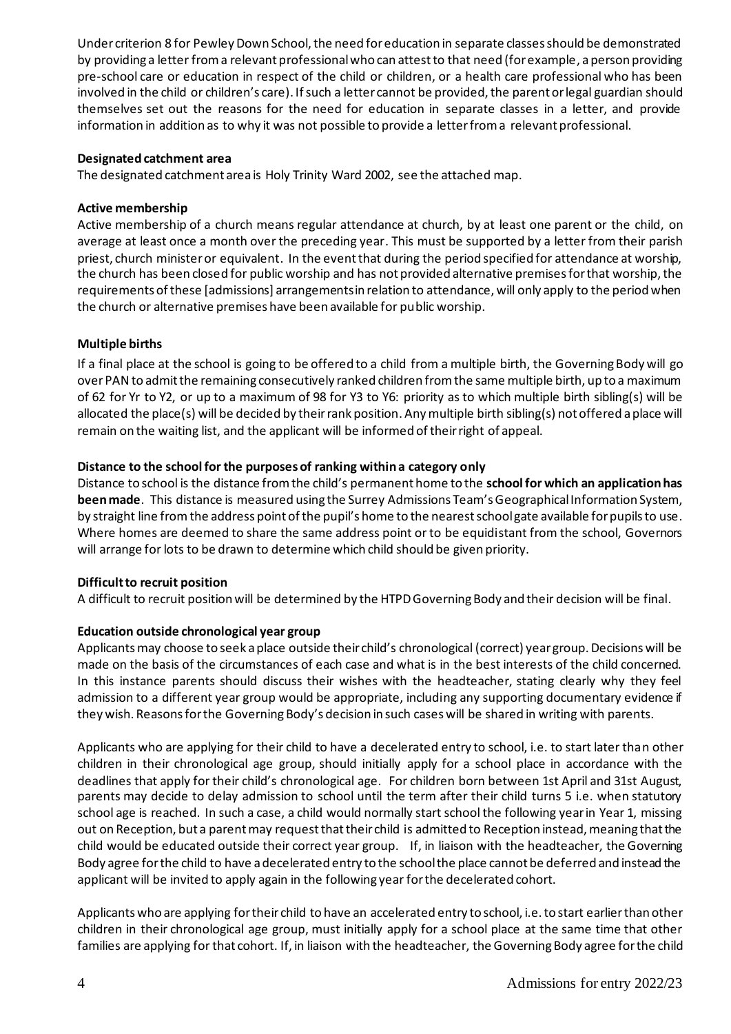Under criterion 8 for Pewley Down School, the need for education in separate classes should be demonstrated by providing a letter from a relevant professional who can attest to that need (for example, a person providing pre-school care or education in respect of the child or children, or a health care professional who has been involved in the child or children's care). If such a letter cannot be provided, the parent or legal guardian should themselves set out the reasons for the need for education in separate classes in a letter, and provide information in addition as to why it was not possible to provide a letter from a relevant professional.

**Designated catchment area**

The designated catchment area is Holy Trinity Ward 2002, see the attached map.

**Active membership**

Active membership of a church means regular attendance at church, by at least one parent or the child, on average at least once a month over the preceding year. This must be supported by a letter from their parish priest, church minister or equivalent. In the event that during the period specified for attendance at worship, the church has been closed for public worship and has not provided alternative premises for that worship, the requirements of these [admissions] arrangements in relation to attendance, will only apply to the period when the church or alternative premises have been available for public worship.

**Multiple births**

If a final place at the school is going to be offered to a child from a multiple birth, the Governing Body will go over PAN to admit the remaining consecutively ranked children from the same multiple birth, up to a maximum of 62 for Yr to Y2, or up to a maximum of 98 for Y3 to Y6: priority as to which multiple birth sibling(s) will be allocated the place(s) will be decided by their rank position. Any multiple birth sibling(s) not offered a place will remain on the waiting list, and the applicant will be informed of their right of appeal.

**Distance to the school for the purposes of ranking within a category only**

Distance to school is the distance from the child's permanent home to the **school for which an application has been made**. This distance is measured using the Surrey Admissions Team's Geographical Information System, by straight line from the address point of the pupil's home to the nearest school gate available for pupils to use. Where homes are deemed to share the same address point or to be equidistant from the school, Governors will arrange for lots to be drawn to determine which child should be given priority.

**Difficult to recruit position**

A difficult to recruit position will be determined by the HTPD Governing Body and their decision will be final.

**Education outside chronological year group**

Applicants may choose to seek a place outside their child's chronological (correct) year group. Decisions will be made on the basis of the circumstances of each case and what is in the best interests of the child concerned. In this instance parents should discuss their wishes with the headteacher, stating clearly why they feel admission to a different year group would be appropriate, including any supporting documentary evidence if they wish. Reasons for the Governing Body's decision in such cases will be shared in writing with parents.

Applicants who are applying for their child to have a decelerated entry to school, i.e. to start later than other children in their chronological age group, should initially apply for a school place in accordance with the deadlines that apply for their child's chronological age. For children born between 1st April and 31st August, parents may decide to delay admission to school until the term after their child turns 5 i.e. when statutory school age is reached. In such a case, a child would normally start school the following year in Year 1, missing out on Reception, but a parent may request that their child is admitted to Reception instead, meaning that the child would be educated outside their correct year group. If, in liaison with the headteacher, the Governing Body agree for the child to have a decelerated entry to the school the place cannot be deferred and instead the applicant will be invited to apply again in the following year for the decelerated cohort.

Applicants who are applying for their child to have an accelerated entry to school, i.e. to start earlier than other children in their chronological age group, must initially apply for a school place at the same time that other families are applying for that cohort. If, in liaison with the headteacher, the Governing Body agree for the child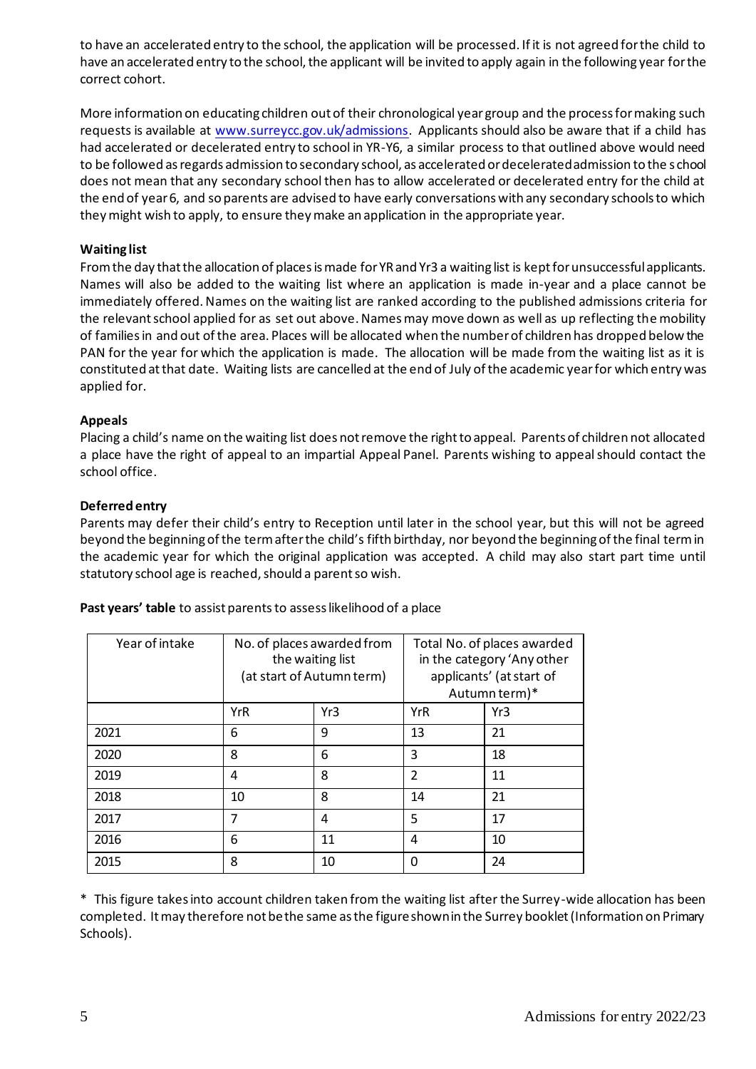to have an accelerated entry to the school, the application will be processed. If it is not agreed for the child to have an accelerated entry to the school, the applicant will be invited to apply again in the following year for the correct cohort.

More information on educating children out of their chronological year group and the process for making such requests is available at www.surreycc.gov.uk/admissions. Applicants should also be aware that if a child has had accelerated or decelerated entry to school in YR-Y6, a similar process to that outlined above would need to be followed as regards admission to secondary school, as accelerated or decelerated admission to the school does not mean that any secondary school then has to allow accelerated or decelerated entry for the child at the end of year 6, and so parents are advised to have early conversations with any secondary schools to which they might wish to apply, to ensure they make an application in the appropriate year.

**Waiting list**

From the day that the allocation of places is made for YR and Yr3 a waiting list is kept for unsuccessful applicants. Names will also be added to the waiting list where an application is made in-year and a place cannot be immediately offered. Names on the waiting list are ranked according to the published admissions criteria for the relevant school applied for as set out above. Names may move down as well as up reflecting the mobility of families in and out of the area. Places will be allocated when the number of children has dropped below the PAN for the year for which the application is made. The allocation will be made from the waiting list as it is constituted at that date. Waiting lists are cancelled at the end of July of the academic year for which entry was applied for.

**Appeals**

Placing a child's name on the waiting list does not remove the right to appeal. Parents of children not allocated a place have the right of appeal to an impartial Appeal Panel. Parents wishing to appeal should contact the school office.

**Deferred entry**

Parents may defer their child's entry to Reception until later in the school year, but this will not be agreed beyond the beginning of the term after the child's fifth birthday, nor beyond the beginning of the final term in the academic year for which the original application was accepted. A child may also start part time until statutory school age is reached, should a parent so wish.

**Past years' table** to assist parents to assess likelihood of a place

| Year of intake | No. of places awarded from the waiting list (at start of Autumn term) | | Total No. of places awarded in the category 'Any other applicants' (at start of Autumn term)* | |
|---|---|---|---|---|
| | YrR | Yr3 | YrR | Yr3 |
| 2021 | 6 | 9 | 13 | 21 |
| 2020 | 8 | 6 | 3 | 18 |
| 2019 | 4 | 8 | 2 | 11 |
| 2018 | 10 | 8 | 14 | 21 |
| 2017 | 7 | 4 | 5 | 17 |
| 2016 | 6 | 11 | 4 | 10 |
| 2015 | 8 | 10 | 0 | 24 |

* This figure takes into account children taken from the waiting list after the Surrey-wide allocation has been completed. It may therefore not be the same as the figure shown in the Surrey booklet (Information on Primary Schools).